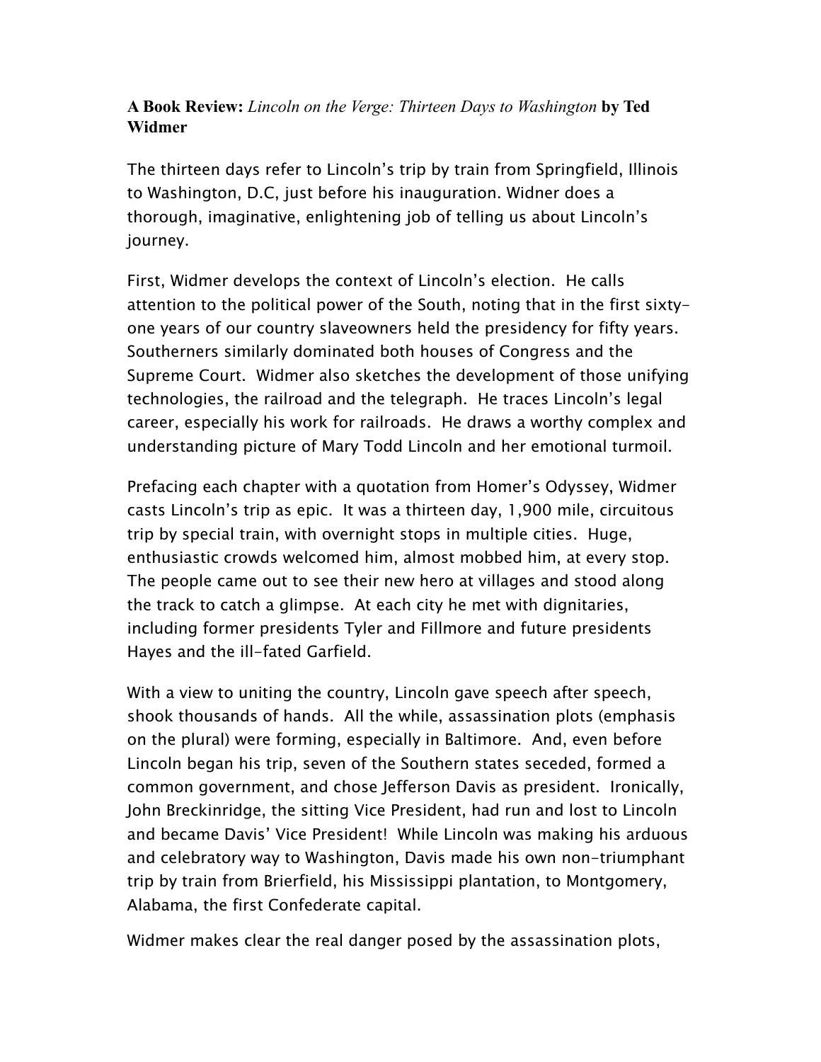**A Book Review:** *Lincoln on the Verge: Thirteen Days to Washington* **by Ted Widmer**

The thirteen days refer to Lincoln's trip by train from Springfield, Illinois to Washington, D.C, just before his inauguration. Widner does a thorough, imaginative, enlightening job of telling us about Lincoln's journey.

First, Widmer develops the context of Lincoln's election. He calls attention to the political power of the South, noting that in the first sixty-one years of our country slaveowners held the presidency for fifty years. Southerners similarly dominated both houses of Congress and the Supreme Court. Widmer also sketches the development of those unifying technologies, the railroad and the telegraph. He traces Lincoln's legal career, especially his work for railroads. He draws a worthy complex and understanding picture of Mary Todd Lincoln and her emotional turmoil.

Prefacing each chapter with a quotation from Homer's Odyssey, Widmer casts Lincoln's trip as epic. It was a thirteen day, 1,900 mile, circuitous trip by special train, with overnight stops in multiple cities. Huge, enthusiastic crowds welcomed him, almost mobbed him, at every stop. The people came out to see their new hero at villages and stood along the track to catch a glimpse. At each city he met with dignitaries, including former presidents Tyler and Fillmore and future presidents Hayes and the ill-fated Garfield.

With a view to uniting the country, Lincoln gave speech after speech, shook thousands of hands. All the while, assassination plots (emphasis on the plural) were forming, especially in Baltimore. And, even before Lincoln began his trip, seven of the Southern states seceded, formed a common government, and chose Jefferson Davis as president. Ironically, John Breckinridge, the sitting Vice President, had run and lost to Lincoln and became Davis' Vice President! While Lincoln was making his arduous and celebratory way to Washington, Davis made his own non-triumphant trip by train from Brierfield, his Mississippi plantation, to Montgomery, Alabama, the first Confederate capital.

Widmer makes clear the real danger posed by the assassination plots,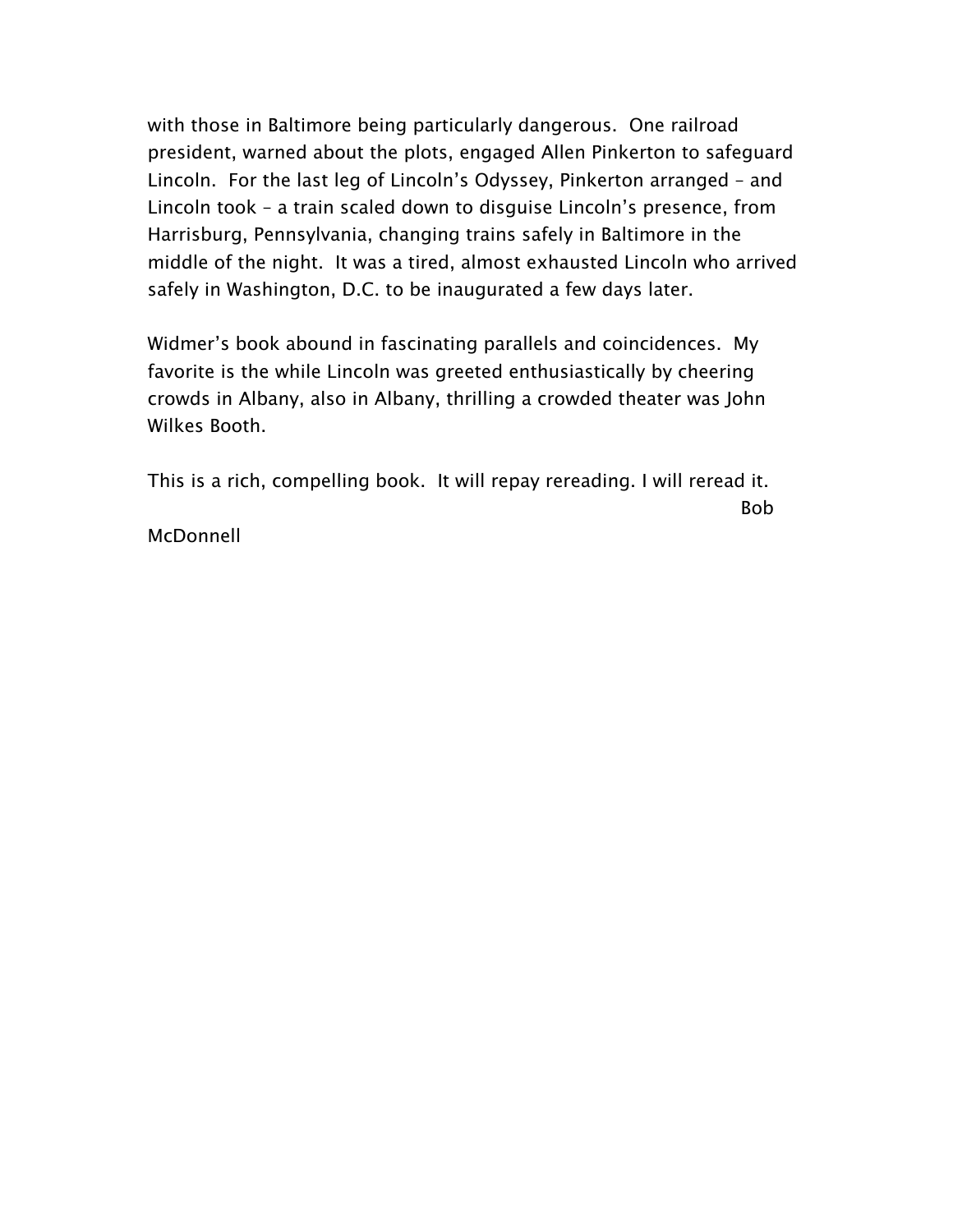with those in Baltimore being particularly dangerous. One railroad president, warned about the plots, engaged Allen Pinkerton to safeguard Lincoln. For the last leg of Lincoln's Odyssey, Pinkerton arranged – and Lincoln took – a train scaled down to disguise Lincoln's presence, from Harrisburg, Pennsylvania, changing trains safely in Baltimore in the middle of the night. It was a tired, almost exhausted Lincoln who arrived safely in Washington, D.C. to be inaugurated a few days later.

Widmer's book abound in fascinating parallels and coincidences. My favorite is the while Lincoln was greeted enthusiastically by cheering crowds in Albany, also in Albany, thrilling a crowded theater was John Wilkes Booth.

This is a rich, compelling book. It will repay rereading. I will reread it.

Bob McDonnell